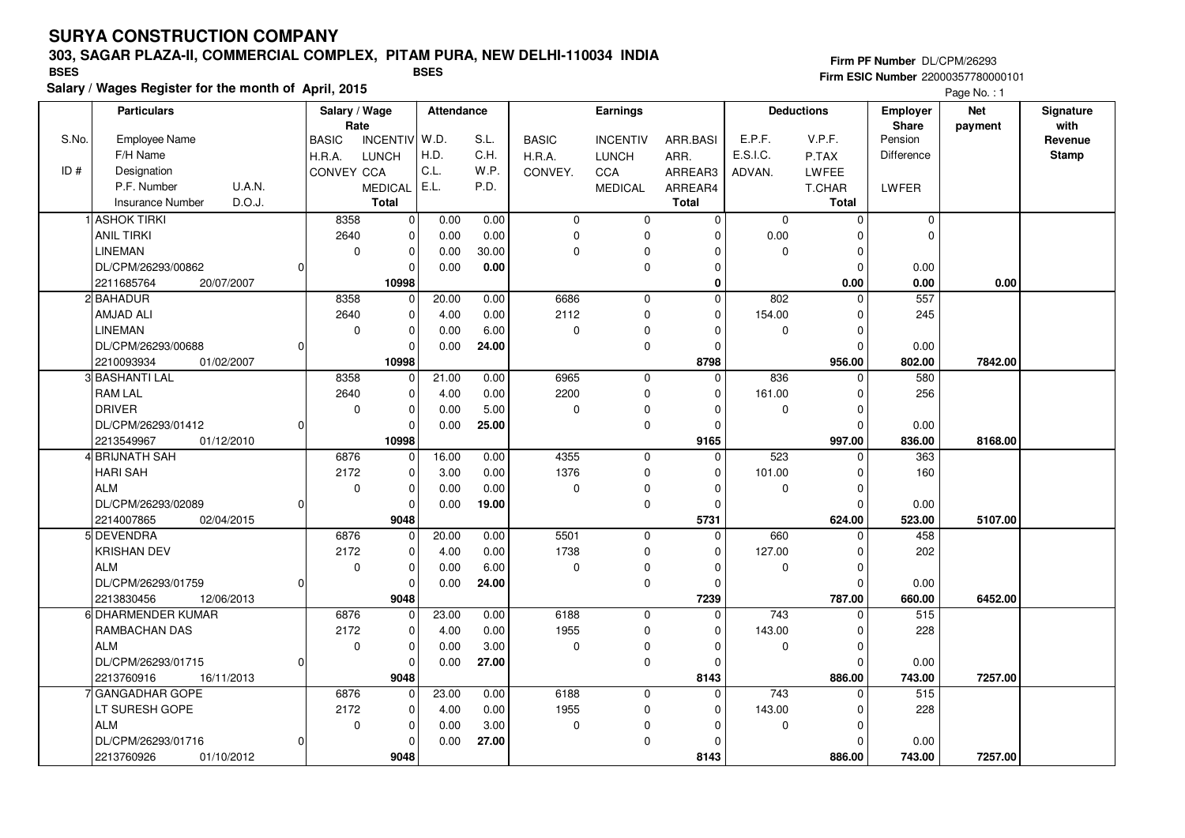# SURYA CONSTRUCTION COMPANY

## 303, SAGAR PLAZA-II, COMMERCIAL COMPLEX, PITAM PURA, NEW DELHI-110034 INDIA

BSES BSES

**Salary / Wages Register for the month of April, 2015**

Firm PF Number DL/CPM/26293
Firm ESIC Number 22000357780000101

| S.No. / ID # | Particulars: Employee Name / F/H Name / Designation / P.F. Number / U.A.N. / Insurance Number / D.O.J. | Salary / Wage Rate: BASIC / H.R.A. / CONVEY | INCENTIV / LUNCH / CCA / MEDICAL / Total | Attendance: W.D. / H.D. / C.L. / E.L. | S.L. / C.H. / W.P. / P.D. | Earnings: BASIC / H.R.A. / CONVEY. | INCENTIV / LUNCH / CCA / MEDICAL | ARR.BASI / ARR. / ARREAR3 / ARREAR4 / Total | Deductions: E.P.F. / E.S.I.C. / ADVAN. | V.P.F. / P.TAX / LWFEE / T.CHAR / Total | Employer Share: Pension / Difference / LWFER | Net payment | Signature with Revenue Stamp |
|---|---|---|---|---|---|---|---|---|---|---|---|---|---|
| 1 | ASHOK TIRKI / ANIL TIRKI / LINEMAN / DL/CPM/26293/00862 / 0 / 2211685764 / 20/07/2007 | 8358 / 2640 / 0 | 0 / 0 / 0 / 0 / 10998 | 0.00 / 0.00 / 0.00 / 0.00 | 0.00 / 0.00 / 30.00 / 0.00 | 0 / 0 / 0 | 0 / 0 / 0 / 0 | 0 / 0 / 0 / 0 / 0 | 0 / 0.00 / 0 | 0 / 0 / 0 / 0 / 0.00 | 0 / 0 / 0.00 / 0.00 | 0.00 | |
| 2 | BAHADUR / AMJAD ALI / LINEMAN / DL/CPM/26293/00688 / 0 / 2210093934 / 01/02/2007 | 8358 / 2640 / 0 | 0 / 0 / 0 / 0 / 10998 | 20.00 / 4.00 / 0.00 / 0.00 | 0.00 / 0.00 / 6.00 / 24.00 | 6686 / 2112 / 0 | 0 / 0 / 0 / 0 | 0 / 0 / 0 / 0 / 8798 | 802 / 154.00 / 0 | 0 / 0 / 0 / 0 / 956.00 | 557 / 245 / 0.00 / 802.00 | 7842.00 | |
| 3 | BASHANTI LAL / RAM LAL / DRIVER / DL/CPM/26293/01412 / 0 / 2213549967 / 01/12/2010 | 8358 / 2640 / 0 | 0 / 0 / 0 / 0 / 10998 | 21.00 / 4.00 / 0.00 / 0.00 | 0.00 / 0.00 / 5.00 / 25.00 | 6965 / 2200 / 0 | 0 / 0 / 0 / 0 | 0 / 0 / 0 / 0 / 9165 | 836 / 161.00 / 0 | 0 / 0 / 0 / 0 / 997.00 | 580 / 256 / 0.00 / 836.00 | 8168.00 | |
| 4 | BRIJNATH SAH / HARI SAH / ALM / DL/CPM/26293/02089 / 0 / 2214007865 / 02/04/2015 | 6876 / 2172 / 0 | 0 / 0 / 0 / 0 / 9048 | 16.00 / 3.00 / 0.00 / 0.00 | 0.00 / 0.00 / 0.00 / 19.00 | 4355 / 1376 / 0 | 0 / 0 / 0 / 0 | 0 / 0 / 0 / 0 / 5731 | 523 / 101.00 / 0 | 0 / 0 / 0 / 0 / 624.00 | 363 / 160 / 0.00 / 523.00 | 5107.00 | |
| 5 | DEVENDRA / KRISHAN DEV / ALM / DL/CPM/26293/01759 / 0 / 2213830456 / 12/06/2013 | 6876 / 2172 / 0 | 0 / 0 / 0 / 0 / 9048 | 20.00 / 4.00 / 0.00 / 0.00 | 0.00 / 0.00 / 6.00 / 24.00 | 5501 / 1738 / 0 | 0 / 0 / 0 / 0 | 0 / 0 / 0 / 0 / 7239 | 660 / 127.00 / 0 | 0 / 0 / 0 / 0 / 787.00 | 458 / 202 / 0.00 / 660.00 | 6452.00 | |
| 6 | DHARMENDER KUMAR / RAMBACHAN DAS / ALM / DL/CPM/26293/01715 / 0 / 2213760916 / 16/11/2013 | 6876 / 2172 / 0 | 0 / 0 / 0 / 0 / 9048 | 23.00 / 4.00 / 0.00 / 0.00 | 0.00 / 0.00 / 3.00 / 27.00 | 6188 / 1955 / 0 | 0 / 0 / 0 / 0 | 0 / 0 / 0 / 0 / 8143 | 743 / 143.00 / 0 | 0 / 0 / 0 / 0 / 886.00 | 515 / 228 / 0.00 / 743.00 | 7257.00 | |
| 7 | GANGADHAR GOPE / LT SURESH GOPE / ALM / DL/CPM/26293/01716 / 0 / 2213760926 / 01/10/2012 | 6876 / 2172 / 0 | 0 / 0 / 0 / 0 / 9048 | 23.00 / 4.00 / 0.00 / 0.00 | 0.00 / 0.00 / 3.00 / 27.00 | 6188 / 1955 / 0 | 0 / 0 / 0 / 0 | 0 / 0 / 0 / 0 / 8143 | 743 / 143.00 / 0 | 0 / 0 / 0 / 0 / 886.00 | 515 / 228 / 0.00 / 743.00 | 7257.00 | |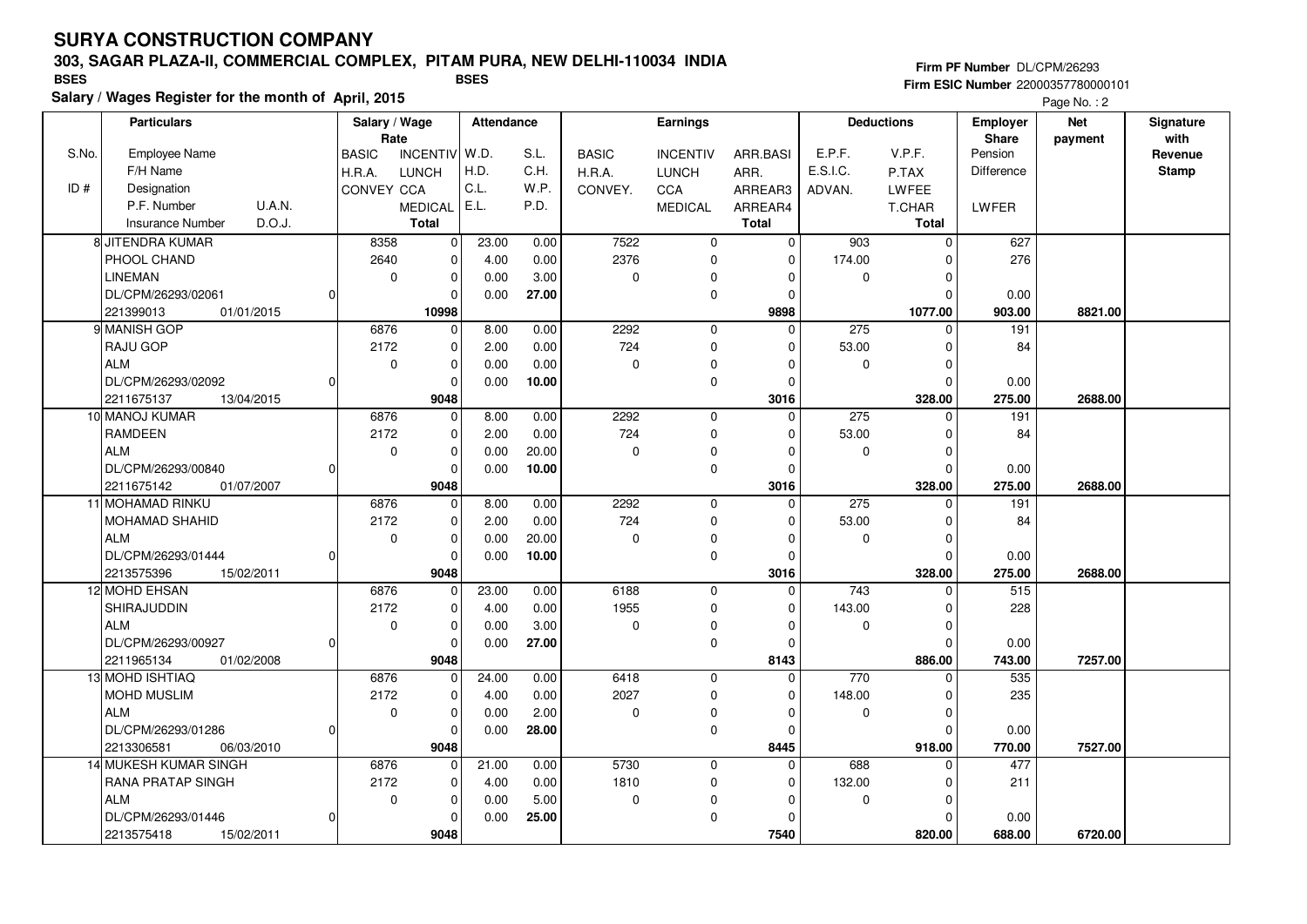# SURYA CONSTRUCTION COMPANY

**303, SAGAR PLAZA-II, COMMERCIAL COMPLEX, PITAM PURA, NEW DELHI-110034 INDIA**

BSES BSES

**Salary / Wages Register for the month of April, 2015**

Firm PF Number DL/CPM/26293
Firm ESIC Number 22000357780000101

| S.No. / ID # | Particulars: Employee Name / F/H Name / Designation / P.F. Number, U.A.N. / Insurance Number, D.O.J. | Salary / Wage Rate: BASIC / H.R.A. / CONVEY | Salary / Wage Rate: INCENTIV / LUNCH / CCA / MEDICAL / Total | Attendance: W.D. / H.D. / C.L. / E.L. | Attendance: S.L. / C.H. / W.P. / P.D. | Earnings: BASIC / H.R.A. / CONVEY. | Earnings: INCENTIV / LUNCH / CCA / MEDICAL | Earnings: ARR.BASI / ARR. / ARREAR3 / ARREAR4 / Total | Deductions: E.P.F. / E.S.I.C. / ADVAN. | Deductions: V.P.F. / P.TAX / LWFEE / T.CHAR / Total | Employer Share: Pension / Difference / LWFER | Net payment | Signature with Revenue Stamp |
|---|---|---|---|---|---|---|---|---|---|---|---|---|---|
| 8 | JITENDRA KUMAR / PHOOL CHAND / LINEMAN / DL/CPM/26293/02061, 0 / 221399013, 01/01/2015 | 8358 / 2640 / 0 | 0 / 0 / 0 / 0 / 10998 | 23.00 / 4.00 / 0.00 / 0.00 | 0.00 / 0.00 / 3.00 / 27.00 | 7522 / 2376 / 0 | 0 / 0 / 0 / 0 | 0 / 0 / 0 / 0 / 9898 | 903 / 174.00 / 0 | 0 / 0 / 0 / 0 / 1077.00 | 627 / 276 / 0.00 / 903.00 | 8821.00 | |
| 9 | MANISH GOP / RAJU GOP / ALM / DL/CPM/26293/02092, 0 / 2211675137, 13/04/2015 | 6876 / 2172 / 0 | 0 / 0 / 0 / 0 / 9048 | 8.00 / 2.00 / 0.00 / 0.00 | 0.00 / 0.00 / 0.00 / 10.00 | 2292 / 724 / 0 | 0 / 0 / 0 / 0 | 0 / 0 / 0 / 0 / 3016 | 275 / 53.00 / 0 | 0 / 0 / 0 / 0 / 328.00 | 191 / 84 / 0.00 / 275.00 | 2688.00 | |
| 10 | MANOJ KUMAR / RAMDEEN / ALM / DL/CPM/26293/00840, 0 / 2211675142, 01/07/2007 | 6876 / 2172 / 0 | 0 / 0 / 0 / 0 / 9048 | 8.00 / 2.00 / 0.00 / 0.00 | 0.00 / 0.00 / 20.00 / 10.00 | 2292 / 724 / 0 | 0 / 0 / 0 / 0 | 0 / 0 / 0 / 0 / 3016 | 275 / 53.00 / 0 | 0 / 0 / 0 / 0 / 328.00 | 191 / 84 / 0.00 / 275.00 | 2688.00 | |
| 11 | MOHAMAD RINKU / MOHAMAD SHAHID / ALM / DL/CPM/26293/01444, 0 / 2213575396, 15/02/2011 | 6876 / 2172 / 0 | 0 / 0 / 0 / 0 / 9048 | 8.00 / 2.00 / 0.00 / 0.00 | 0.00 / 0.00 / 20.00 / 10.00 | 2292 / 724 / 0 | 0 / 0 / 0 / 0 | 0 / 0 / 0 / 0 / 3016 | 275 / 53.00 / 0 | 0 / 0 / 0 / 0 / 328.00 | 191 / 84 / 0.00 / 275.00 | 2688.00 | |
| 12 | MOHD EHSAN / SHIRAJUDDIN / ALM / DL/CPM/26293/00927, 0 / 2211965134, 01/02/2008 | 6876 / 2172 / 0 | 0 / 0 / 0 / 0 / 9048 | 23.00 / 4.00 / 0.00 / 0.00 | 0.00 / 0.00 / 3.00 / 27.00 | 6188 / 1955 / 0 | 0 / 0 / 0 / 0 | 0 / 0 / 0 / 0 / 8143 | 743 / 143.00 / 0 | 0 / 0 / 0 / 0 / 886.00 | 515 / 228 / 0.00 / 743.00 | 7257.00 | |
| 13 | MOHD ISHTIAQ / MOHD MUSLIM / ALM / DL/CPM/26293/01286, 0 / 2213306581, 06/03/2010 | 6876 / 2172 / 0 | 0 / 0 / 0 / 0 / 9048 | 24.00 / 4.00 / 0.00 / 0.00 | 0.00 / 0.00 / 2.00 / 28.00 | 6418 / 2027 / 0 | 0 / 0 / 0 / 0 | 0 / 0 / 0 / 0 / 8445 | 770 / 148.00 / 0 | 0 / 0 / 0 / 0 / 918.00 | 535 / 235 / 0.00 / 770.00 | 7527.00 | |
| 14 | MUKESH KUMAR SINGH / RANA PRATAP SINGH / ALM / DL/CPM/26293/01446, 0 / 2213575418, 15/02/2011 | 6876 / 2172 / 0 | 0 / 0 / 0 / 0 / 9048 | 21.00 / 4.00 / 0.00 / 0.00 | 0.00 / 0.00 / 5.00 / 25.00 | 5730 / 1810 / 0 | 0 / 0 / 0 / 0 | 0 / 0 / 0 / 0 / 7540 | 688 / 132.00 / 0 | 0 / 0 / 0 / 0 / 820.00 | 477 / 211 / 0.00 / 688.00 | 6720.00 | |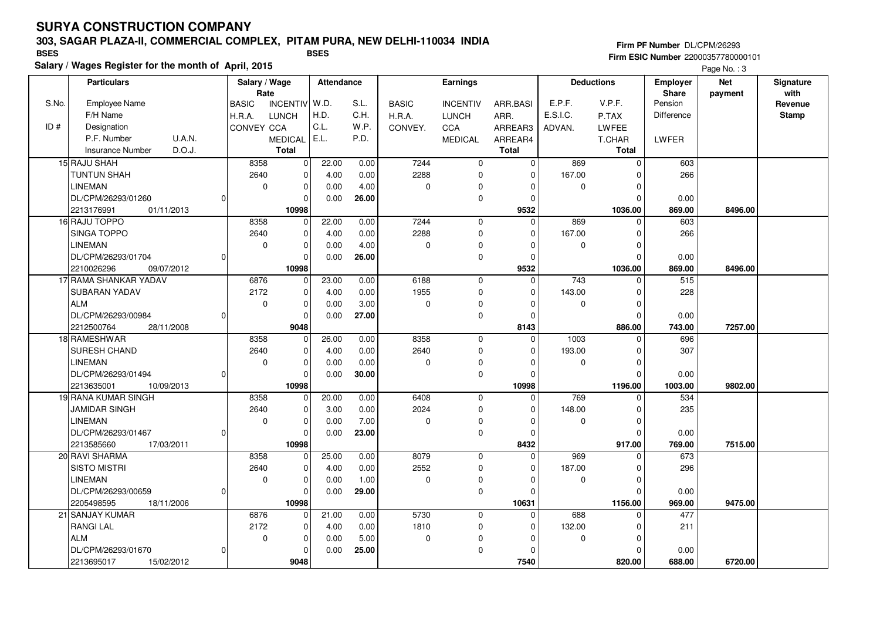# SURYA CONSTRUCTION COMPANY

## 303, SAGAR PLAZA-II, COMMERCIAL COMPLEX, PITAM PURA, NEW DELHI-110034 INDIA

BSES　　BSES

**Salary / Wages Register for the month of April, 2015**

Firm PF Number DL/CPM/26293
Firm ESIC Number 22000357780000101

Page No. : 3

| S.No. / ID # | Particulars: Employee Name / F/H Name / Designation / P.F. Number / U.A.N. / Insurance Number / D.O.J. | Salary / Wage Rate: BASIC / H.R.A. / CONVEY | INCENTIV / LUNCH / CCA / MEDICAL / Total | Attendance: W.D. / H.D. / C.L. / E.L. | S.L. / C.H. / W.P. / P.D. | Earnings: BASIC / H.R.A. / CONVEY. | INCENTIV / LUNCH / CCA / MEDICAL | ARR.BASI / ARR. / ARREAR3 / ARREAR4 / Total | Deductions: E.P.F. / E.S.I.C. / ADVAN. | V.P.F. / P.TAX / LWFEE / T.CHAR / Total | Employer Share: Pension / Difference / LWFER | Net payment | Signature with Revenue Stamp |
|---|---|---|---|---|---|---|---|---|---|---|---|---|---|
| 15 | RAJU SHAH / TUNTUN SHAH / LINEMAN / DL/CPM/26293/01260 / 0 / 2213176991 / 01/11/2013 | 8358 / 2640 / 0 | 0 / 0 / 0 / 0 / 10998 | 22.00 / 4.00 / 0.00 / 0.00 | 0.00 / 0.00 / 4.00 / 26.00 | 7244 / 2288 / 0 | 0 / 0 / 0 / 0 | 0 / 0 / 0 / 0 / 9532 | 869 / 167.00 / 0 | 0 / 0 / 0 / 0 / 1036.00 | 603 / 266 / 0.00 / 869.00 | 8496.00 | |
| 16 | RAJU TOPPO / SINGA TOPPO / LINEMAN / DL/CPM/26293/01704 / 0 / 2210026296 / 09/07/2012 | 8358 / 2640 / 0 | 0 / 0 / 0 / 0 / 10998 | 22.00 / 4.00 / 0.00 / 0.00 | 0.00 / 0.00 / 4.00 / 26.00 | 7244 / 2288 / 0 | 0 / 0 / 0 / 0 | 0 / 0 / 0 / 0 / 9532 | 869 / 167.00 / 0 | 0 / 0 / 0 / 0 / 1036.00 | 603 / 266 / 0.00 / 869.00 | 8496.00 | |
| 17 | RAMA SHANKAR YADAV / SUBARAN YADAV / ALM / DL/CPM/26293/00984 / 0 / 2212500764 / 28/11/2008 | 6876 / 2172 / 0 | 0 / 0 / 0 / 0 / 9048 | 23.00 / 4.00 / 0.00 / 0.00 | 0.00 / 0.00 / 3.00 / 27.00 | 6188 / 1955 / 0 | 0 / 0 / 0 / 0 | 0 / 0 / 0 / 0 / 8143 | 743 / 143.00 / 0 | 0 / 0 / 0 / 0 / 886.00 | 515 / 228 / 0.00 / 743.00 | 7257.00 | |
| 18 | RAMESHWAR / SURESH CHAND / LINEMAN / DL/CPM/26293/01494 / 0 / 2213635001 / 10/09/2013 | 8358 / 2640 / 0 | 0 / 0 / 0 / 0 / 10998 | 26.00 / 4.00 / 0.00 / 0.00 | 0.00 / 0.00 / 0.00 / 30.00 | 8358 / 2640 / 0 | 0 / 0 / 0 / 0 | 0 / 0 / 0 / 0 / 10998 | 1003 / 193.00 / 0 | 0 / 0 / 0 / 0 / 1196.00 | 696 / 307 / 0.00 / 1003.00 | 9802.00 | |
| 19 | RANA KUMAR SINGH / JAMIDAR SINGH / LINEMAN / DL/CPM/26293/01467 / 0 / 2213585660 / 17/03/2011 | 8358 / 2640 / 0 | 0 / 0 / 0 / 0 / 10998 | 20.00 / 3.00 / 0.00 / 0.00 | 0.00 / 0.00 / 7.00 / 23.00 | 6408 / 2024 / 0 | 0 / 0 / 0 / 0 | 0 / 0 / 0 / 0 / 8432 | 769 / 148.00 / 0 | 0 / 0 / 0 / 0 / 917.00 | 534 / 235 / 0.00 / 769.00 | 7515.00 | |
| 20 | RAVI SHARMA / SISTO MISTRI / LINEMAN / DL/CPM/26293/00659 / 0 / 2205498595 / 18/11/2006 | 8358 / 2640 / 0 | 0 / 0 / 0 / 0 / 10998 | 25.00 / 4.00 / 0.00 / 0.00 | 0.00 / 0.00 / 1.00 / 29.00 | 8079 / 2552 / 0 | 0 / 0 / 0 / 0 | 0 / 0 / 0 / 0 / 10631 | 969 / 187.00 / 0 | 0 / 0 / 0 / 0 / 1156.00 | 673 / 296 / 0.00 / 969.00 | 9475.00 | |
| 21 | SANJAY KUMAR / RANGI LAL / ALM / DL/CPM/26293/01670 / 0 / 2213695017 / 15/02/2012 | 6876 / 2172 / 0 | 0 / 0 / 0 / 0 / 9048 | 21.00 / 4.00 / 0.00 / 0.00 | 0.00 / 0.00 / 5.00 / 25.00 | 5730 / 1810 / 0 | 0 / 0 / 0 / 0 | 0 / 0 / 0 / 0 / 7540 | 688 / 132.00 / 0 | 0 / 0 / 0 / 0 / 820.00 | 477 / 211 / 0.00 / 688.00 | 6720.00 | |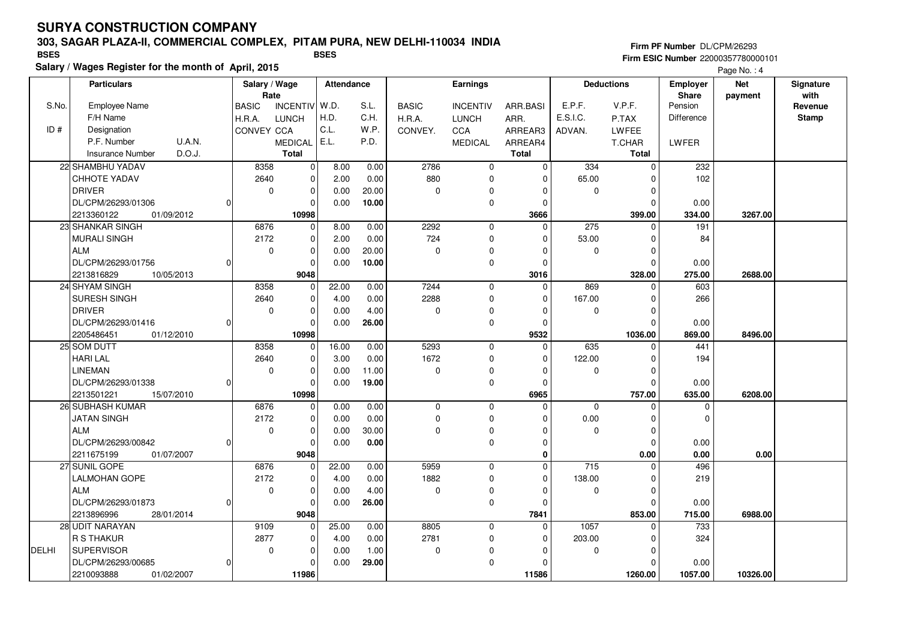# SURYA CONSTRUCTION COMPANY

## 303, SAGAR PLAZA-II, COMMERCIAL COMPLEX, PITAM PURA, NEW DELHI-110034 INDIA

BSES | BSES

**Salary / Wages Register for the month of April, 2015**

Firm PF Number DL/CPM/26293
Firm ESIC Number 22000357780000101

| S.No. / ID # | Particulars: Employee Name / F/H Name / Designation / P.F. Number U.A.N. / Insurance Number D.O.J. | Salary / Wage Rate: BASIC / H.R.A. / CONVEY | INCENTIV / LUNCH / CCA / MEDICAL / Total | Attendance: W.D. / H.D. / C.L. / E.L. | S.L. / C.H. / W.P. / P.D. | Earnings: BASIC / H.R.A. / CONVEY. | INCENTIV / LUNCH / CCA / MEDICAL | ARR.BASI / ARR. / ARREAR3 / ARREAR4 / Total | Deductions: E.P.F. / E.S.I.C. / ADVAN. | V.P.F. / P.TAX / LWFEE / T.CHAR / Total | Employer Share: Pension / Difference / LWFER | Net payment | Signature with Revenue Stamp |
|---|---|---|---|---|---|---|---|---|---|---|---|---|---|
| 22 | SHAMBHU YADAV | 8358 | 0 | 8.00 | 0.00 | 2786 | 0 | 0 | 334 | 0 | 232 | | |
| | CHHOTE YADAV | 2640 | 0 | 2.00 | 0.00 | 880 | 0 | 0 | 65.00 | 0 | 102 | | |
| | DRIVER | 0 | 0 | 0.00 | 20.00 | 0 | 0 | 0 | 0 | 0 | | | |
| | DL/CPM/26293/01306 0 | | 0 | 0.00 | **10.00** | | 0 | 0 | | 0 | 0.00 | | |
| | 2213360122 01/09/2012 | | **10998** | | | | | **3666** | | **399.00** | **334.00** | **3267.00** | |
| 23 | SHANKAR SINGH | 6876 | 0 | 8.00 | 0.00 | 2292 | 0 | 0 | 275 | 0 | 191 | | |
| | MURALI SINGH | 2172 | 0 | 2.00 | 0.00 | 724 | 0 | 0 | 53.00 | 0 | 84 | | |
| | ALM | 0 | 0 | 0.00 | 20.00 | 0 | 0 | 0 | 0 | 0 | | | |
| | DL/CPM/26293/01756 0 | | 0 | 0.00 | **10.00** | | 0 | 0 | | 0 | 0.00 | | |
| | 2213816829 10/05/2013 | | **9048** | | | | | **3016** | | **328.00** | **275.00** | **2688.00** | |
| 24 | SHYAM SINGH | 8358 | 0 | 22.00 | 0.00 | 7244 | 0 | 0 | 869 | 0 | 603 | | |
| | SURESH SINGH | 2640 | 0 | 4.00 | 0.00 | 2288 | 0 | 0 | 167.00 | 0 | 266 | | |
| | DRIVER | 0 | 0 | 0.00 | 4.00 | 0 | 0 | 0 | 0 | 0 | | | |
| | DL/CPM/26293/01416 0 | | 0 | 0.00 | **26.00** | | 0 | 0 | | 0 | 0.00 | | |
| | 2205486451 01/12/2010 | | **10998** | | | | | **9532** | | **1036.00** | **869.00** | **8496.00** | |
| 25 | SOM DUTT | 8358 | 0 | 16.00 | 0.00 | 5293 | 0 | 0 | 635 | 0 | 441 | | |
| | HARI LAL | 2640 | 0 | 3.00 | 0.00 | 1672 | 0 | 0 | 122.00 | 0 | 194 | | |
| | LINEMAN | 0 | 0 | 0.00 | 11.00 | 0 | 0 | 0 | 0 | 0 | | | |
| | DL/CPM/26293/01338 0 | | 0 | 0.00 | **19.00** | | 0 | 0 | | 0 | 0.00 | | |
| | 2213501221 15/07/2010 | | **10998** | | | | | **6965** | | **757.00** | **635.00** | **6208.00** | |
| 26 | SUBHASH KUMAR | 6876 | 0 | 0.00 | 0.00 | 0 | 0 | 0 | 0 | 0 | 0 | | |
| | JATAN SINGH | 2172 | 0 | 0.00 | 0.00 | 0 | 0 | 0 | 0.00 | 0 | 0 | | |
| | ALM | 0 | 0 | 0.00 | 30.00 | 0 | 0 | 0 | 0 | 0 | | | |
| | DL/CPM/26293/00842 0 | | 0 | 0.00 | **0.00** | | 0 | 0 | | 0 | 0.00 | | |
| | 2211675199 01/07/2007 | | **9048** | | | | | **0** | | **0.00** | **0.00** | **0.00** | |
| 27 | SUNIL GOPE | 6876 | 0 | 22.00 | 0.00 | 5959 | 0 | 0 | 715 | 0 | 496 | | |
| | LALMOHAN GOPE | 2172 | 0 | 4.00 | 0.00 | 1882 | 0 | 0 | 138.00 | 0 | 219 | | |
| | ALM | 0 | 0 | 0.00 | 4.00 | 0 | 0 | 0 | 0 | 0 | | | |
| | DL/CPM/26293/01873 0 | | 0 | 0.00 | **26.00** | | 0 | 0 | | 0 | 0.00 | | |
| | 2213896996 28/01/2014 | | **9048** | | | | | **7841** | | **853.00** | **715.00** | **6988.00** | |
| 28 | UDIT NARAYAN | 9109 | 0 | 25.00 | 0.00 | 8805 | 0 | 0 | 1057 | 0 | 733 | | |
| | R S THAKUR | 2877 | 0 | 4.00 | 0.00 | 2781 | 0 | 0 | 203.00 | 0 | 324 | | |
| DELHI | SUPERVISOR | 0 | 0 | 0.00 | 1.00 | 0 | 0 | 0 | 0 | 0 | | | |
| | DL/CPM/26293/00685 0 | | 0 | 0.00 | **29.00** | | 0 | 0 | | 0 | 0.00 | | |
| | 2210093888 01/02/2007 | | **11986** | | | | | **11586** | | **1260.00** | **1057.00** | **10326.00** | |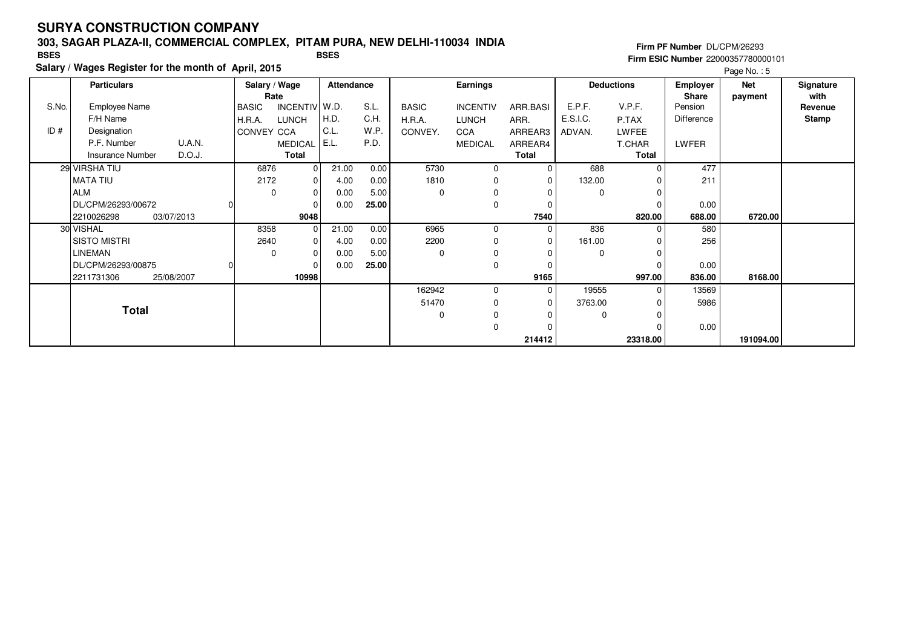# SURYA CONSTRUCTION COMPANY

## 303, SAGAR PLAZA-II, COMMERCIAL COMPLEX, PITAM PURA, NEW DELHI-110034 INDIA

BSES BSES

**Firm PF Number** DL/CPM/26293

**Firm ESIC Number** 22000357780000101

**Salary / Wages Register for the month of April, 2015**

| S.No. / ID # | Particulars: Employee Name / F/H Name / Designation / P.F. Number U.A.N. / Insurance Number D.O.J. | Salary / Wage Rate: BASIC / H.R.A. / CONVEY | INCENTIV / LUNCH / CCA / MEDICAL / Total | Attendance: W.D. / H.D. / C.L. / E.L. | S.L. / C.H. / W.P. / P.D. | Earnings: BASIC / H.R.A. / CONVEY. | INCENTIV / LUNCH / CCA / MEDICAL | ARR.BASI / ARR. / ARREAR3 / ARREAR4 / Total | Deductions: E.P.F. / E.S.I.C. / ADVAN. | V.P.F. / P.TAX / LWFEE / T.CHAR / Total | Employer Share: Pension / Difference / LWFER | Net payment | Signature with Revenue Stamp |
|---|---|---|---|---|---|---|---|---|---|---|---|---|---|
| 29 | VIRSHA TIU | 6876 | 0 | 21.00 | 0.00 | 5730 | 0 | 0 | 688 | 0 | 477 | | |
| | MATA TIU | 2172 | 0 | 4.00 | 0.00 | 1810 | 0 | 0 | 132.00 | 0 | 211 | | |
| | ALM | 0 | 0 | 0.00 | 5.00 | 0 | 0 | 0 | 0 | 0 | | | |
| | DL/CPM/26293/00672 0 | | 0 | 0.00 | 25.00 | | 0 | 0 | | 0 | 0.00 | | |
| | 2210026298 03/07/2013 | | 9048 | | | | | 7540 | | 820.00 | 688.00 | 6720.00 | |
| 30 | VISHAL | 8358 | 0 | 21.00 | 0.00 | 6965 | 0 | 0 | 836 | 0 | 580 | | |
| | SISTO MISTRI | 2640 | 0 | 4.00 | 0.00 | 2200 | 0 | 0 | 161.00 | 0 | 256 | | |
| | LINEMAN | 0 | 0 | 0.00 | 5.00 | 0 | 0 | 0 | 0 | 0 | | | |
| | DL/CPM/26293/00875 0 | | 0 | 0.00 | 25.00 | | 0 | 0 | | 0 | 0.00 | | |
| | 2211731306 25/08/2007 | | 10998 | | | | | 9165 | | 997.00 | 836.00 | 8168.00 | |
| | **Total** | | | | | 162942 | 0 | 0 | 19555 | 0 | 13569 | | |
| | | | | | | 51470 | 0 | 0 | 3763.00 | 0 | 5986 | | |
| | | | | | | 0 | 0 | 0 | 0 | 0 | | | |
| | | | | | | | 0 | 0 | | 0 | 0.00 | | |
| | | | | | | | | 214412 | | 23318.00 | | 191094.00 | |